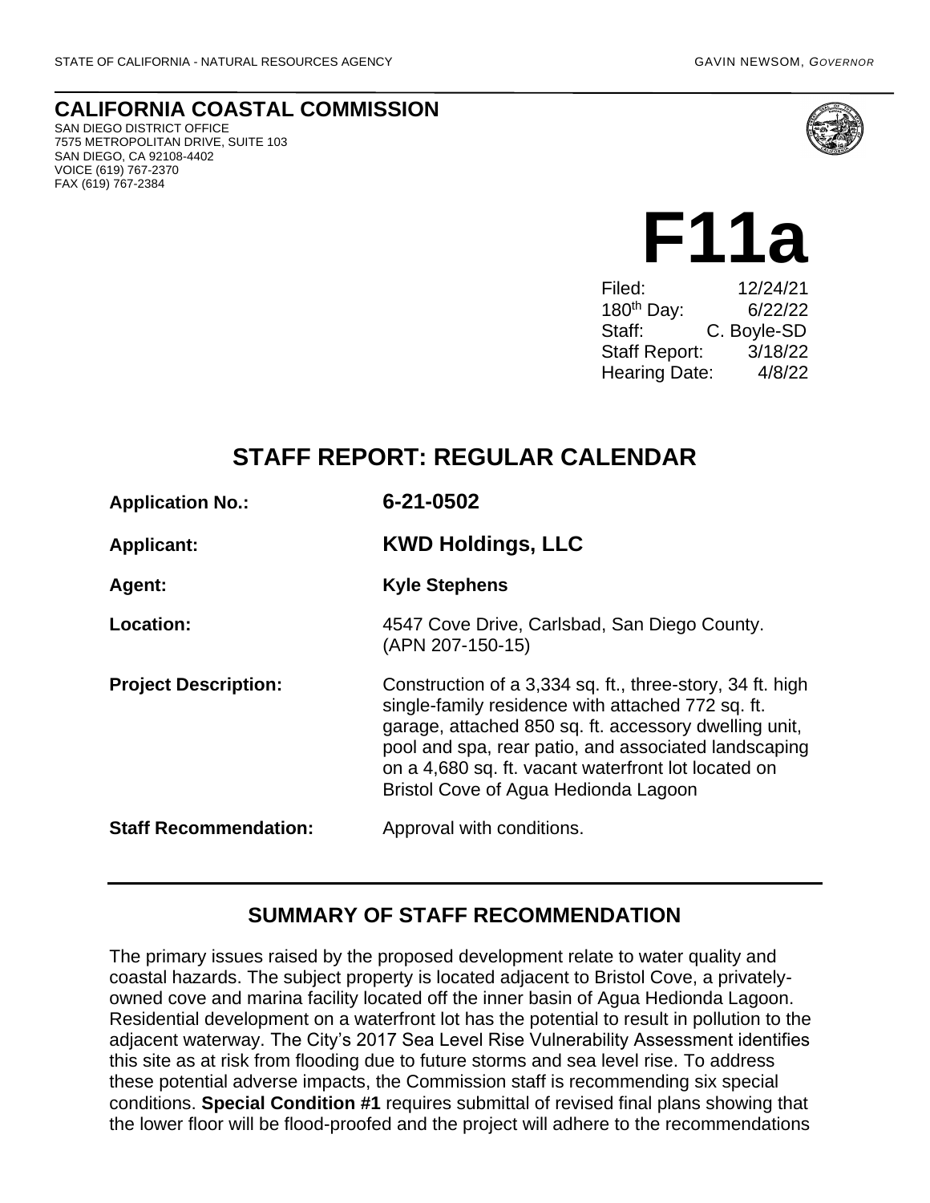STATE OF CALIFORNIA - NATURAL RESOURCES AGENCY GAVIN NEWSOM, *GOVERNOR*

**CALIFORNIA COASTAL COMMISSION**
SAN DIEGO DISTRICT OFFICE
7575 METROPOLITAN DRIVE, SUITE 103
SAN DIEGO, CA 92108-4402
VOICE (619) 767-2370
FAX (619) 767-2384

# F11a

| | |
|---|---|
| Filed: | 12/24/21 |
| 180th Day: | 6/22/22 |
| Staff: | C. Boyle-SD |
| Staff Report: | 3/18/22 |
| Hearing Date: | 4/8/22 |

## STAFF REPORT: REGULAR CALENDAR

| | |
|---|---|
| **Application No.:** | **6-21-0502** |
| **Applicant:** | **KWD Holdings, LLC** |
| **Agent:** | **Kyle Stephens** |
| **Location:** | 4547 Cove Drive, Carlsbad, San Diego County. (APN 207-150-15) |
| **Project Description:** | Construction of a 3,334 sq. ft., three-story, 34 ft. high single-family residence with attached 772 sq. ft. garage, attached 850 sq. ft. accessory dwelling unit, pool and spa, rear patio, and associated landscaping on a 4,680 sq. ft. vacant waterfront lot located on Bristol Cove of Agua Hedionda Lagoon |
| **Staff Recommendation:** | Approval with conditions. |

## SUMMARY OF STAFF RECOMMENDATION

The primary issues raised by the proposed development relate to water quality and coastal hazards. The subject property is located adjacent to Bristol Cove, a privately-owned cove and marina facility located off the inner basin of Agua Hedionda Lagoon. Residential development on a waterfront lot has the potential to result in pollution to the adjacent waterway. The City's 2017 Sea Level Rise Vulnerability Assessment identifies this site as at risk from flooding due to future storms and sea level rise. To address these potential adverse impacts, the Commission staff is recommending six special conditions. **Special Condition #1** requires submittal of revised final plans showing that the lower floor will be flood-proofed and the project will adhere to the recommendations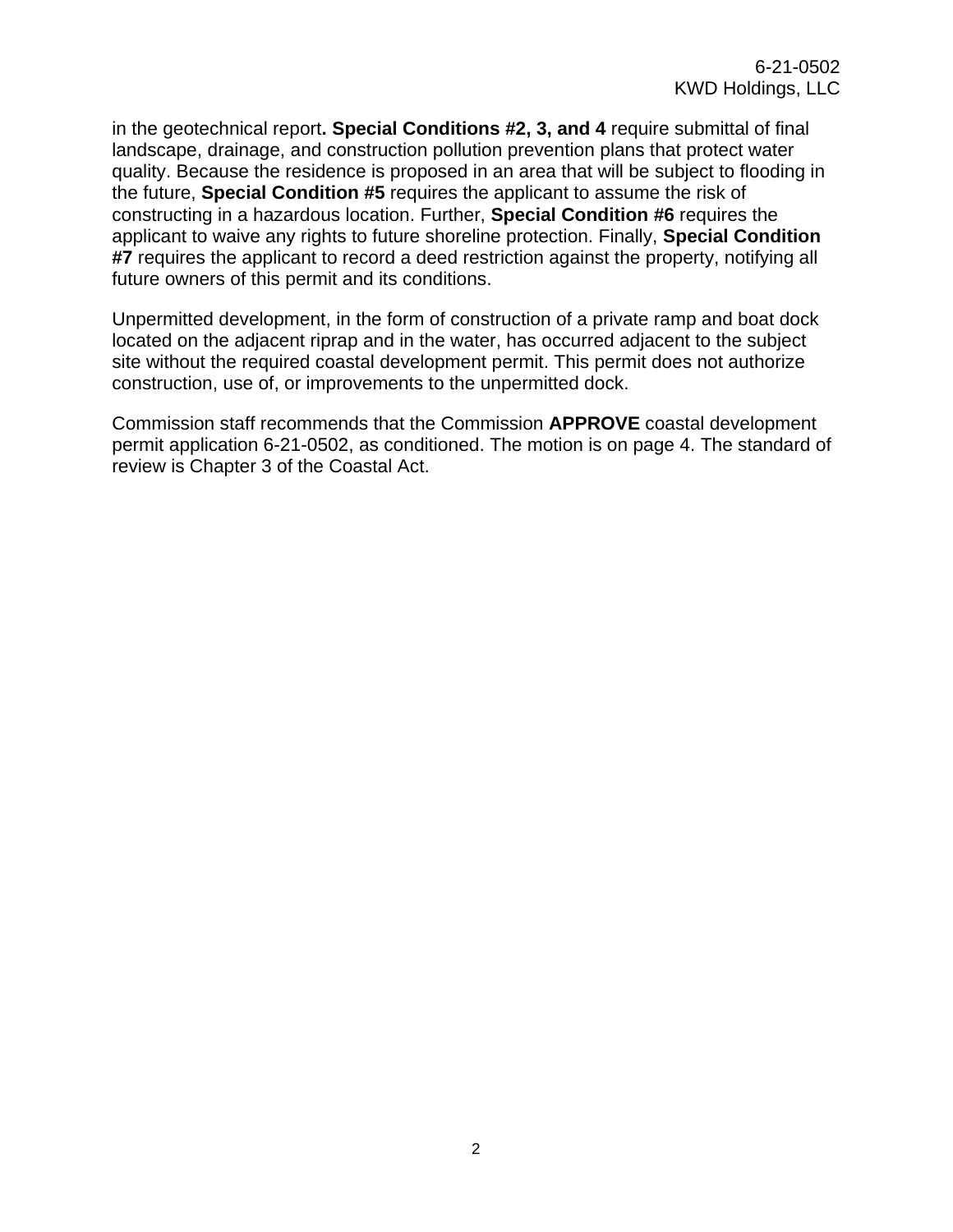in the geotechnical report**. Special Conditions #2, 3, and 4** require submittal of final landscape, drainage, and construction pollution prevention plans that protect water quality. Because the residence is proposed in an area that will be subject to flooding in the future, **Special Condition #5** requires the applicant to assume the risk of constructing in a hazardous location. Further, **Special Condition #6** requires the applicant to waive any rights to future shoreline protection. Finally, **Special Condition #7** requires the applicant to record a deed restriction against the property, notifying all future owners of this permit and its conditions.

Unpermitted development, in the form of construction of a private ramp and boat dock located on the adjacent riprap and in the water, has occurred adjacent to the subject site without the required coastal development permit. This permit does not authorize construction, use of, or improvements to the unpermitted dock.

Commission staff recommends that the Commission **APPROVE** coastal development permit application 6-21-0502, as conditioned. The motion is on page 4. The standard of review is Chapter 3 of the Coastal Act.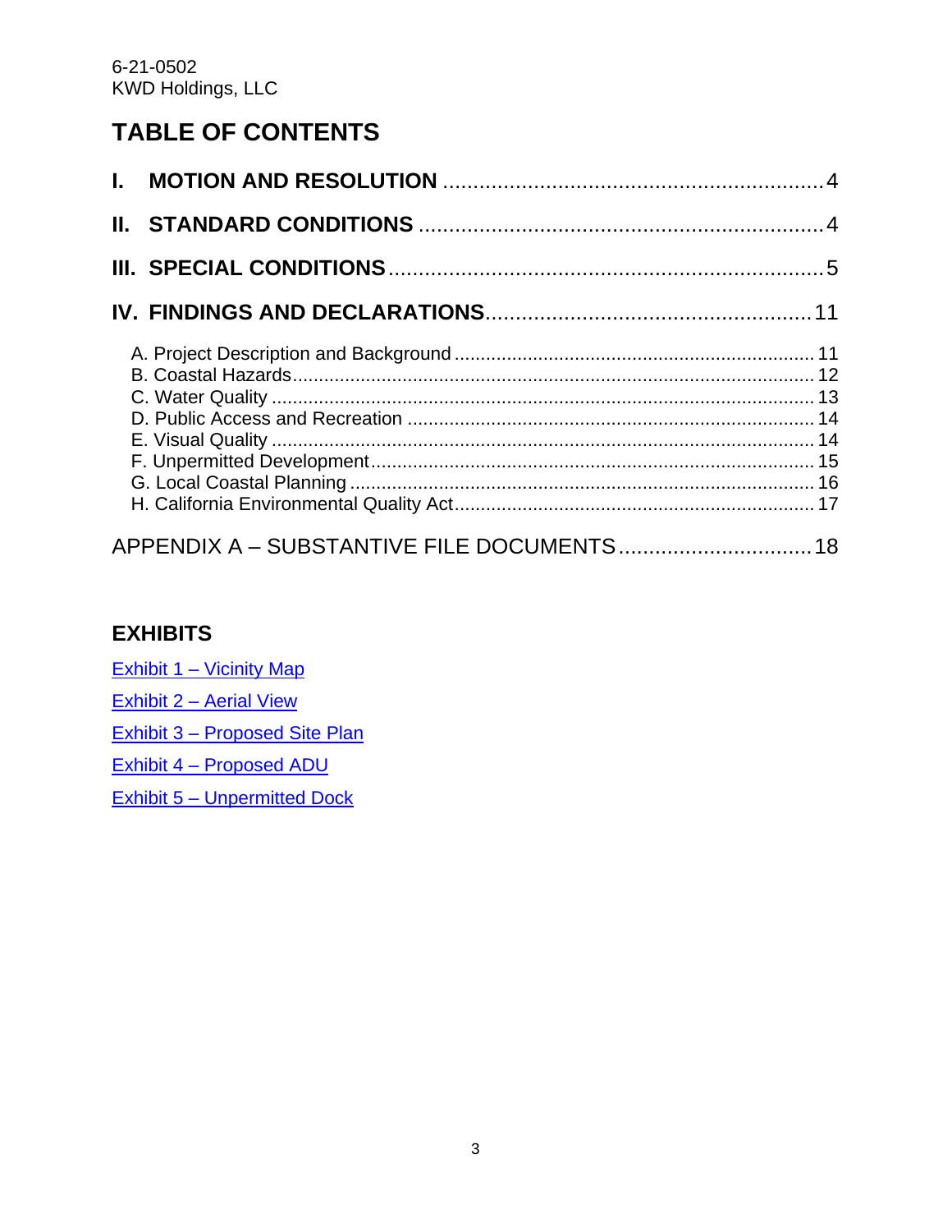# TABLE OF CONTENTS

**I. MOTION AND RESOLUTION** ........................................................ 4

**II. STANDARD CONDITIONS** ........................................................ 4

**III. SPECIAL CONDITIONS** ........................................................ 5

**IV. FINDINGS AND DECLARATIONS** ........................................................ 11

- A. Project Description and Background ........................................................ 11
- B. Coastal Hazards ........................................................ 12
- C. Water Quality ........................................................ 13
- D. Public Access and Recreation ........................................................ 14
- E. Visual Quality ........................................................ 14
- F. Unpermitted Development ........................................................ 15
- G. Local Coastal Planning ........................................................ 16
- H. California Environmental Quality Act ........................................................ 17

APPENDIX A – SUBSTANTIVE FILE DOCUMENTS ........................................................ 18

## EXHIBITS

Exhibit 1 – Vicinity Map

Exhibit 2 – Aerial View

Exhibit 3 – Proposed Site Plan

Exhibit 4 – Proposed ADU

Exhibit 5 – Unpermitted Dock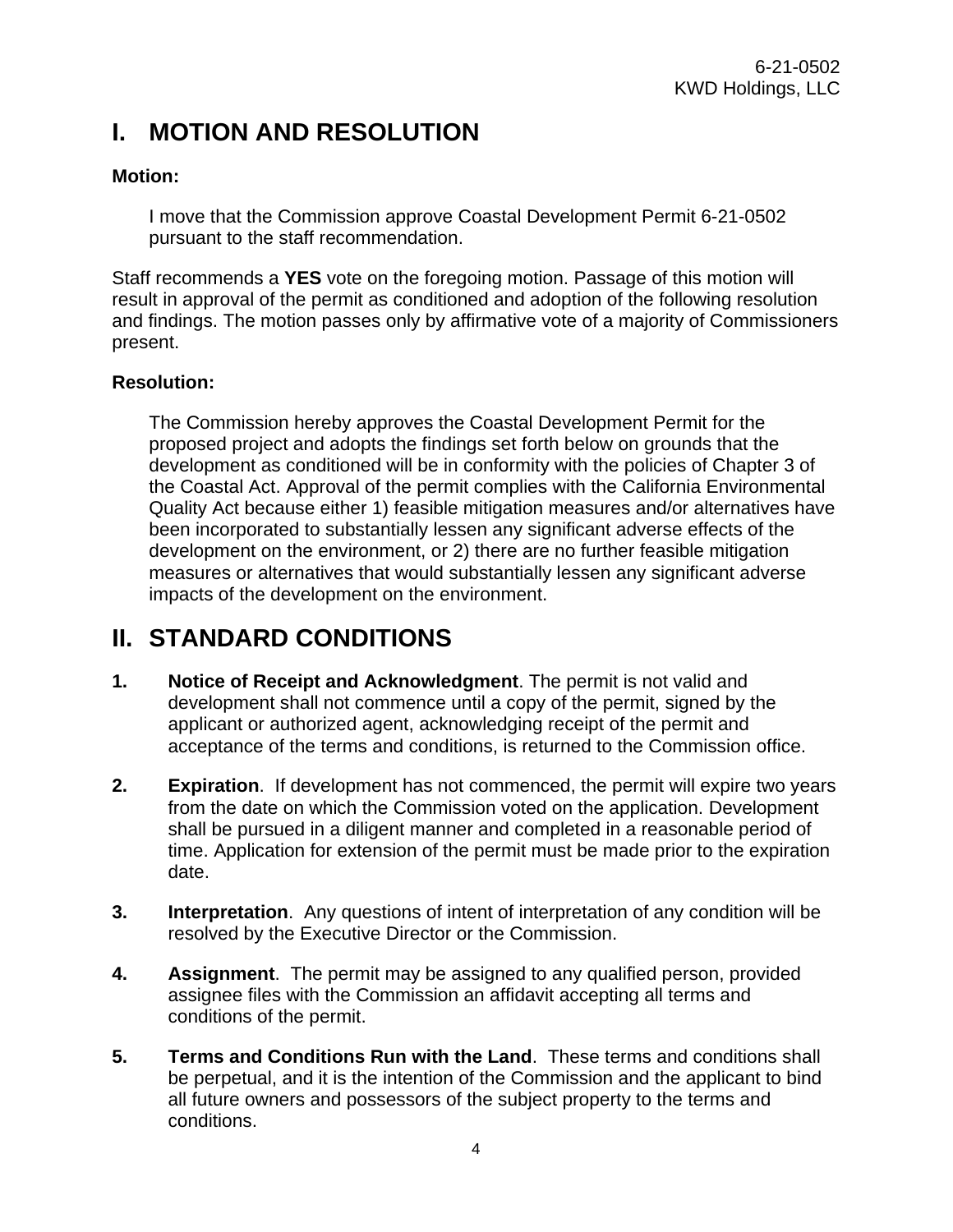# I. MOTION AND RESOLUTION

**Motion:**

> I move that the Commission approve Coastal Development Permit 6-21-0502 pursuant to the staff recommendation.

Staff recommends a **YES** vote on the foregoing motion. Passage of this motion will result in approval of the permit as conditioned and adoption of the following resolution and findings. The motion passes only by affirmative vote of a majority of Commissioners present.

**Resolution:**

> The Commission hereby approves the Coastal Development Permit for the proposed project and adopts the findings set forth below on grounds that the development as conditioned will be in conformity with the policies of Chapter 3 of the Coastal Act. Approval of the permit complies with the California Environmental Quality Act because either 1) feasible mitigation measures and/or alternatives have been incorporated to substantially lessen any significant adverse effects of the development on the environment, or 2) there are no further feasible mitigation measures or alternatives that would substantially lessen any significant adverse impacts of the development on the environment.

# II. STANDARD CONDITIONS

1. **Notice of Receipt and Acknowledgment**. The permit is not valid and development shall not commence until a copy of the permit, signed by the applicant or authorized agent, acknowledging receipt of the permit and acceptance of the terms and conditions, is returned to the Commission office.

2. **Expiration**. If development has not commenced, the permit will expire two years from the date on which the Commission voted on the application. Development shall be pursued in a diligent manner and completed in a reasonable period of time. Application for extension of the permit must be made prior to the expiration date.

3. **Interpretation**. Any questions of intent of interpretation of any condition will be resolved by the Executive Director or the Commission.

4. **Assignment**. The permit may be assigned to any qualified person, provided assignee files with the Commission an affidavit accepting all terms and conditions of the permit.

5. **Terms and Conditions Run with the Land**. These terms and conditions shall be perpetual, and it is the intention of the Commission and the applicant to bind all future owners and possessors of the subject property to the terms and conditions.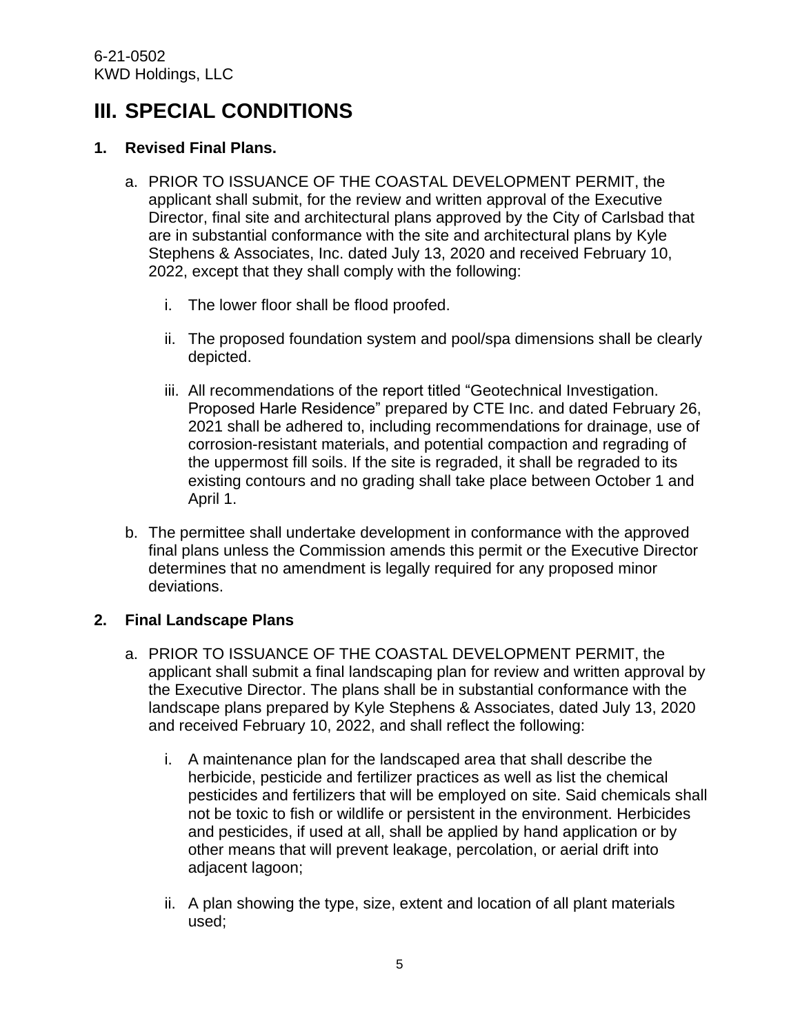# III. SPECIAL CONDITIONS

**1. Revised Final Plans.**

a. PRIOR TO ISSUANCE OF THE COASTAL DEVELOPMENT PERMIT, the applicant shall submit, for the review and written approval of the Executive Director, final site and architectural plans approved by the City of Carlsbad that are in substantial conformance with the site and architectural plans by Kyle Stephens & Associates, Inc. dated July 13, 2020 and received February 10, 2022, except that they shall comply with the following:

i. The lower floor shall be flood proofed.

ii. The proposed foundation system and pool/spa dimensions shall be clearly depicted.

iii. All recommendations of the report titled "Geotechnical Investigation. Proposed Harle Residence" prepared by CTE Inc. and dated February 26, 2021 shall be adhered to, including recommendations for drainage, use of corrosion-resistant materials, and potential compaction and regrading of the uppermost fill soils. If the site is regraded, it shall be regraded to its existing contours and no grading shall take place between October 1 and April 1.

b. The permittee shall undertake development in conformance with the approved final plans unless the Commission amends this permit or the Executive Director determines that no amendment is legally required for any proposed minor deviations.

**2. Final Landscape Plans**

a. PRIOR TO ISSUANCE OF THE COASTAL DEVELOPMENT PERMIT, the applicant shall submit a final landscaping plan for review and written approval by the Executive Director. The plans shall be in substantial conformance with the landscape plans prepared by Kyle Stephens & Associates, dated July 13, 2020 and received February 10, 2022, and shall reflect the following:

i. A maintenance plan for the landscaped area that shall describe the herbicide, pesticide and fertilizer practices as well as list the chemical pesticides and fertilizers that will be employed on site. Said chemicals shall not be toxic to fish or wildlife or persistent in the environment. Herbicides and pesticides, if used at all, shall be applied by hand application or by other means that will prevent leakage, percolation, or aerial drift into adjacent lagoon;

ii. A plan showing the type, size, extent and location of all plant materials used;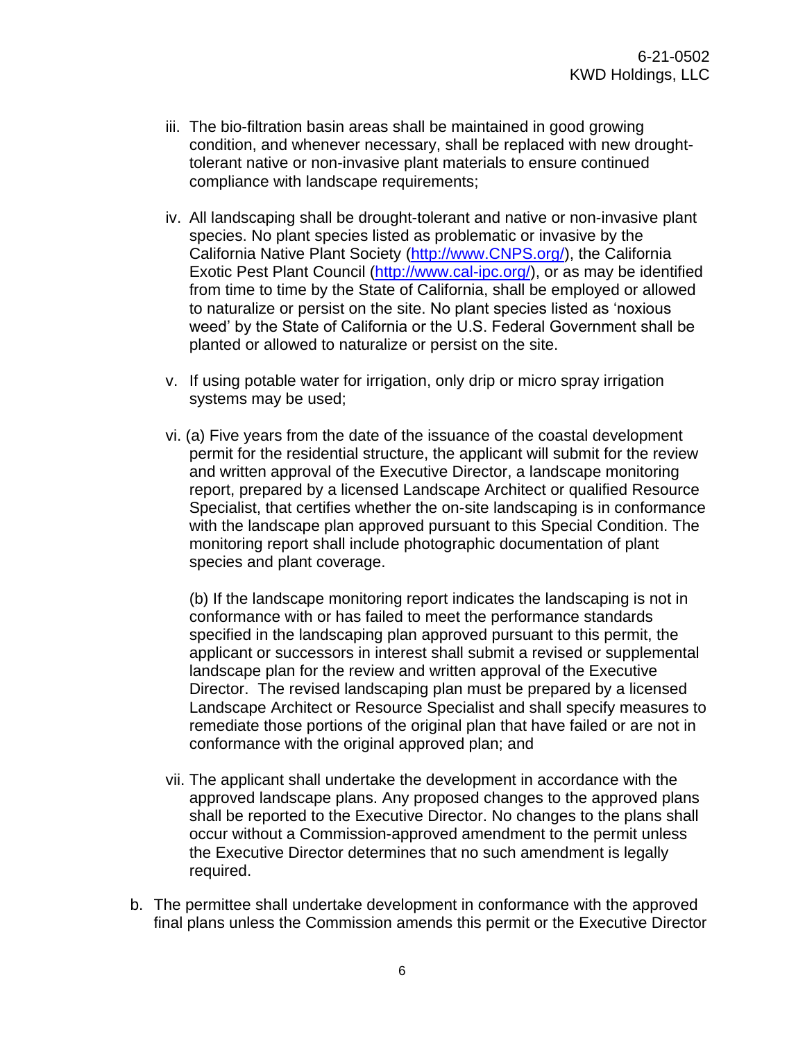iii. The bio-filtration basin areas shall be maintained in good growing condition, and whenever necessary, shall be replaced with new drought-tolerant native or non-invasive plant materials to ensure continued compliance with landscape requirements;

iv. All landscaping shall be drought-tolerant and native or non-invasive plant species. No plant species listed as problematic or invasive by the California Native Plant Society (http://www.CNPS.org/), the California Exotic Pest Plant Council (http://www.cal-ipc.org/), or as may be identified from time to time by the State of California, shall be employed or allowed to naturalize or persist on the site. No plant species listed as 'noxious weed' by the State of California or the U.S. Federal Government shall be planted or allowed to naturalize or persist on the site.

v. If using potable water for irrigation, only drip or micro spray irrigation systems may be used;

vi. (a) Five years from the date of the issuance of the coastal development permit for the residential structure, the applicant will submit for the review and written approval of the Executive Director, a landscape monitoring report, prepared by a licensed Landscape Architect or qualified Resource Specialist, that certifies whether the on-site landscaping is in conformance with the landscape plan approved pursuant to this Special Condition. The monitoring report shall include photographic documentation of plant species and plant coverage.

(b) If the landscape monitoring report indicates the landscaping is not in conformance with or has failed to meet the performance standards specified in the landscaping plan approved pursuant to this permit, the applicant or successors in interest shall submit a revised or supplemental landscape plan for the review and written approval of the Executive Director. The revised landscaping plan must be prepared by a licensed Landscape Architect or Resource Specialist and shall specify measures to remediate those portions of the original plan that have failed or are not in conformance with the original approved plan; and

vii. The applicant shall undertake the development in accordance with the approved landscape plans. Any proposed changes to the approved plans shall be reported to the Executive Director. No changes to the plans shall occur without a Commission-approved amendment to the permit unless the Executive Director determines that no such amendment is legally required.

b. The permittee shall undertake development in conformance with the approved final plans unless the Commission amends this permit or the Executive Director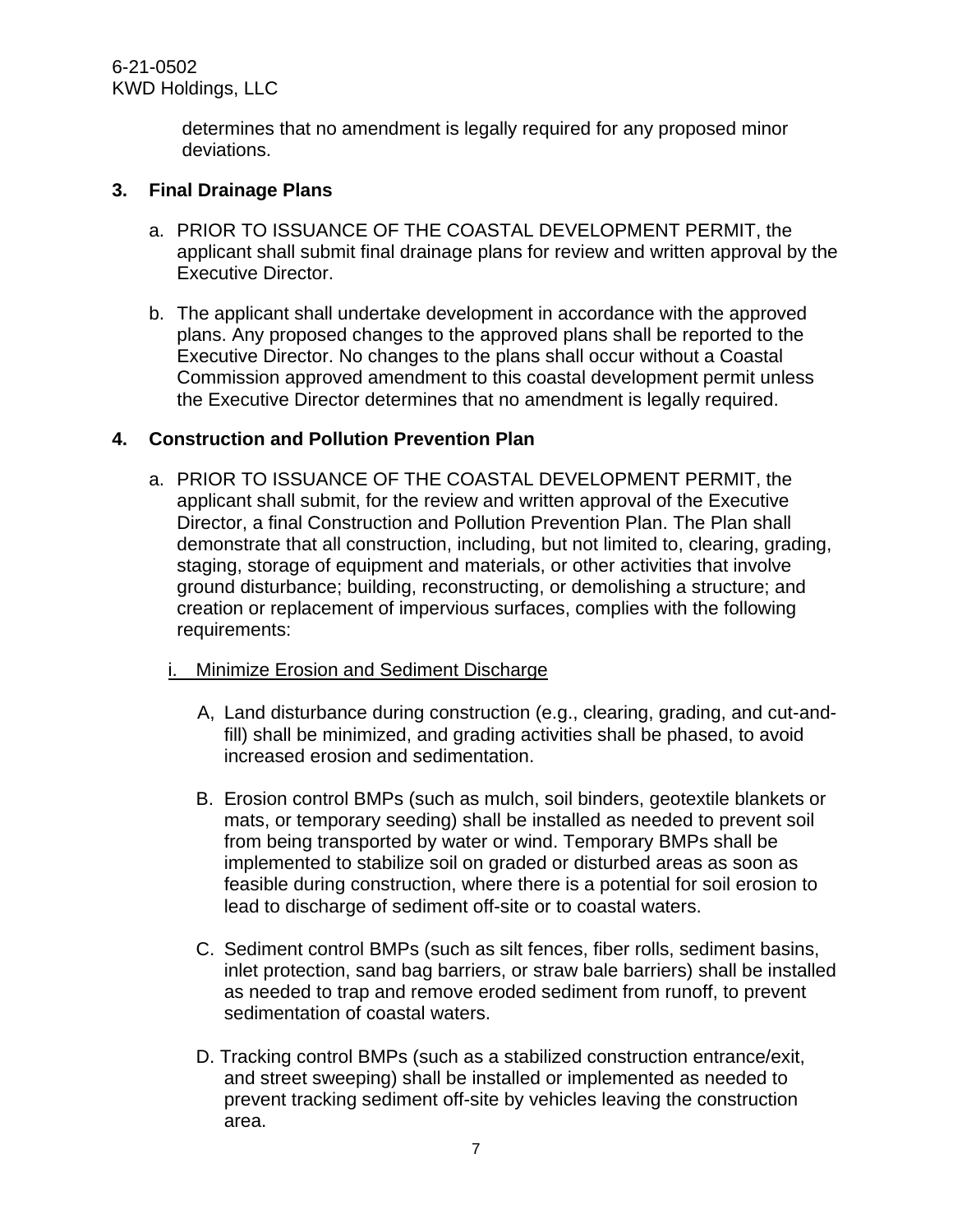determines that no amendment is legally required for any proposed minor deviations.

**3. Final Drainage Plans**

a. PRIOR TO ISSUANCE OF THE COASTAL DEVELOPMENT PERMIT, the applicant shall submit final drainage plans for review and written approval by the Executive Director.

b. The applicant shall undertake development in accordance with the approved plans. Any proposed changes to the approved plans shall be reported to the Executive Director. No changes to the plans shall occur without a Coastal Commission approved amendment to this coastal development permit unless the Executive Director determines that no amendment is legally required.

**4. Construction and Pollution Prevention Plan**

a. PRIOR TO ISSUANCE OF THE COASTAL DEVELOPMENT PERMIT, the applicant shall submit, for the review and written approval of the Executive Director, a final Construction and Pollution Prevention Plan. The Plan shall demonstrate that all construction, including, but not limited to, clearing, grading, staging, storage of equipment and materials, or other activities that involve ground disturbance; building, reconstructing, or demolishing a structure; and creation or replacement of impervious surfaces, complies with the following requirements:

i. <u>Minimize Erosion and Sediment Discharge</u>

A, Land disturbance during construction (e.g., clearing, grading, and cut-and-fill) shall be minimized, and grading activities shall be phased, to avoid increased erosion and sedimentation.

B. Erosion control BMPs (such as mulch, soil binders, geotextile blankets or mats, or temporary seeding) shall be installed as needed to prevent soil from being transported by water or wind. Temporary BMPs shall be implemented to stabilize soil on graded or disturbed areas as soon as feasible during construction, where there is a potential for soil erosion to lead to discharge of sediment off-site or to coastal waters.

C. Sediment control BMPs (such as silt fences, fiber rolls, sediment basins, inlet protection, sand bag barriers, or straw bale barriers) shall be installed as needed to trap and remove eroded sediment from runoff, to prevent sedimentation of coastal waters.

D. Tracking control BMPs (such as a stabilized construction entrance/exit, and street sweeping) shall be installed or implemented as needed to prevent tracking sediment off-site by vehicles leaving the construction area.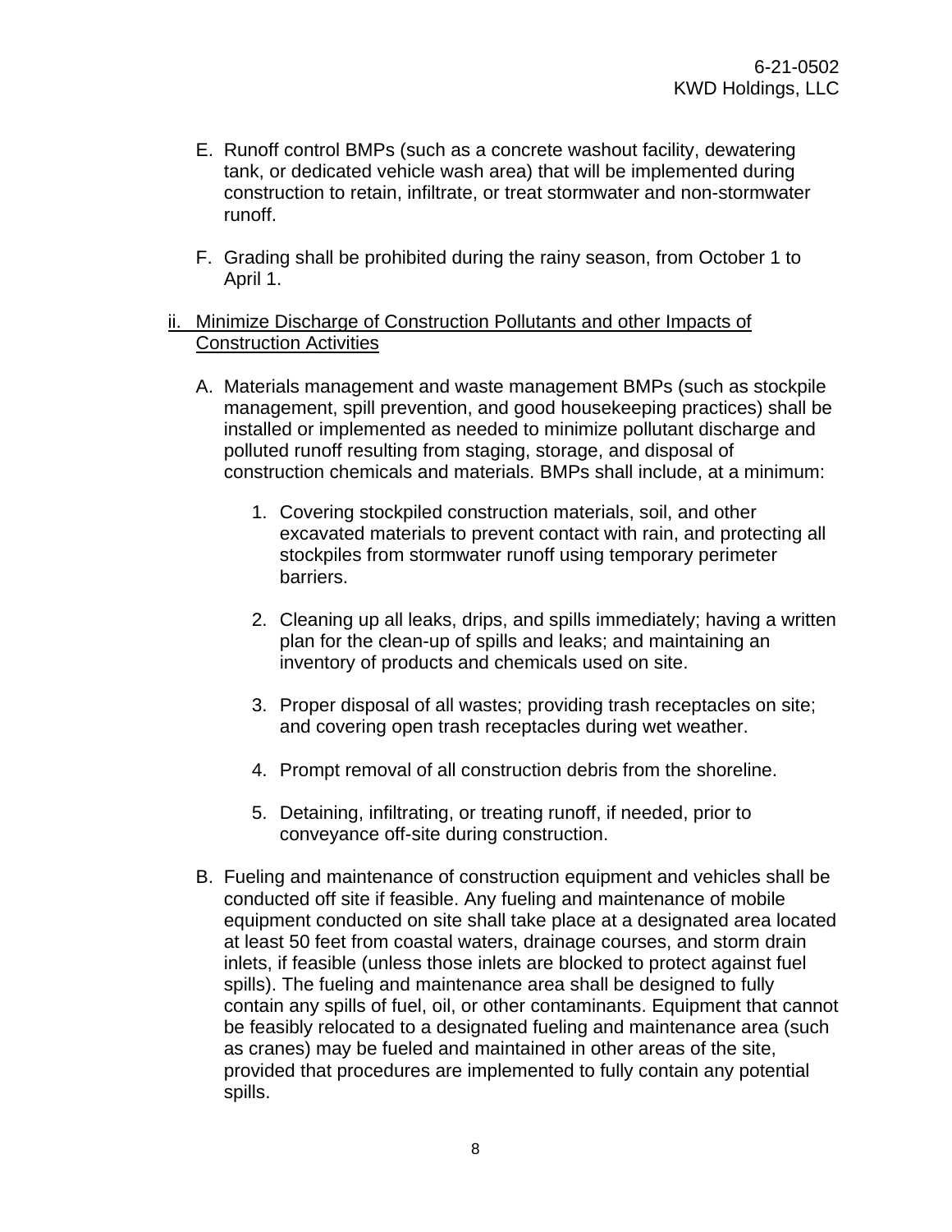E. Runoff control BMPs (such as a concrete washout facility, dewatering tank, or dedicated vehicle wash area) that will be implemented during construction to retain, infiltrate, or treat stormwater and non-stormwater runoff.

F. Grading shall be prohibited during the rainy season, from October 1 to April 1.

ii. <u>Minimize Discharge of Construction Pollutants and other Impacts of Construction Activities</u>

A. Materials management and waste management BMPs (such as stockpile management, spill prevention, and good housekeeping practices) shall be installed or implemented as needed to minimize pollutant discharge and polluted runoff resulting from staging, storage, and disposal of construction chemicals and materials. BMPs shall include, at a minimum:

1. Covering stockpiled construction materials, soil, and other excavated materials to prevent contact with rain, and protecting all stockpiles from stormwater runoff using temporary perimeter barriers.

2. Cleaning up all leaks, drips, and spills immediately; having a written plan for the clean-up of spills and leaks; and maintaining an inventory of products and chemicals used on site.

3. Proper disposal of all wastes; providing trash receptacles on site; and covering open trash receptacles during wet weather.

4. Prompt removal of all construction debris from the shoreline.

5. Detaining, infiltrating, or treating runoff, if needed, prior to conveyance off-site during construction.

B. Fueling and maintenance of construction equipment and vehicles shall be conducted off site if feasible. Any fueling and maintenance of mobile equipment conducted on site shall take place at a designated area located at least 50 feet from coastal waters, drainage courses, and storm drain inlets, if feasible (unless those inlets are blocked to protect against fuel spills). The fueling and maintenance area shall be designed to fully contain any spills of fuel, oil, or other contaminants. Equipment that cannot be feasibly relocated to a designated fueling and maintenance area (such as cranes) may be fueled and maintained in other areas of the site, provided that procedures are implemented to fully contain any potential spills.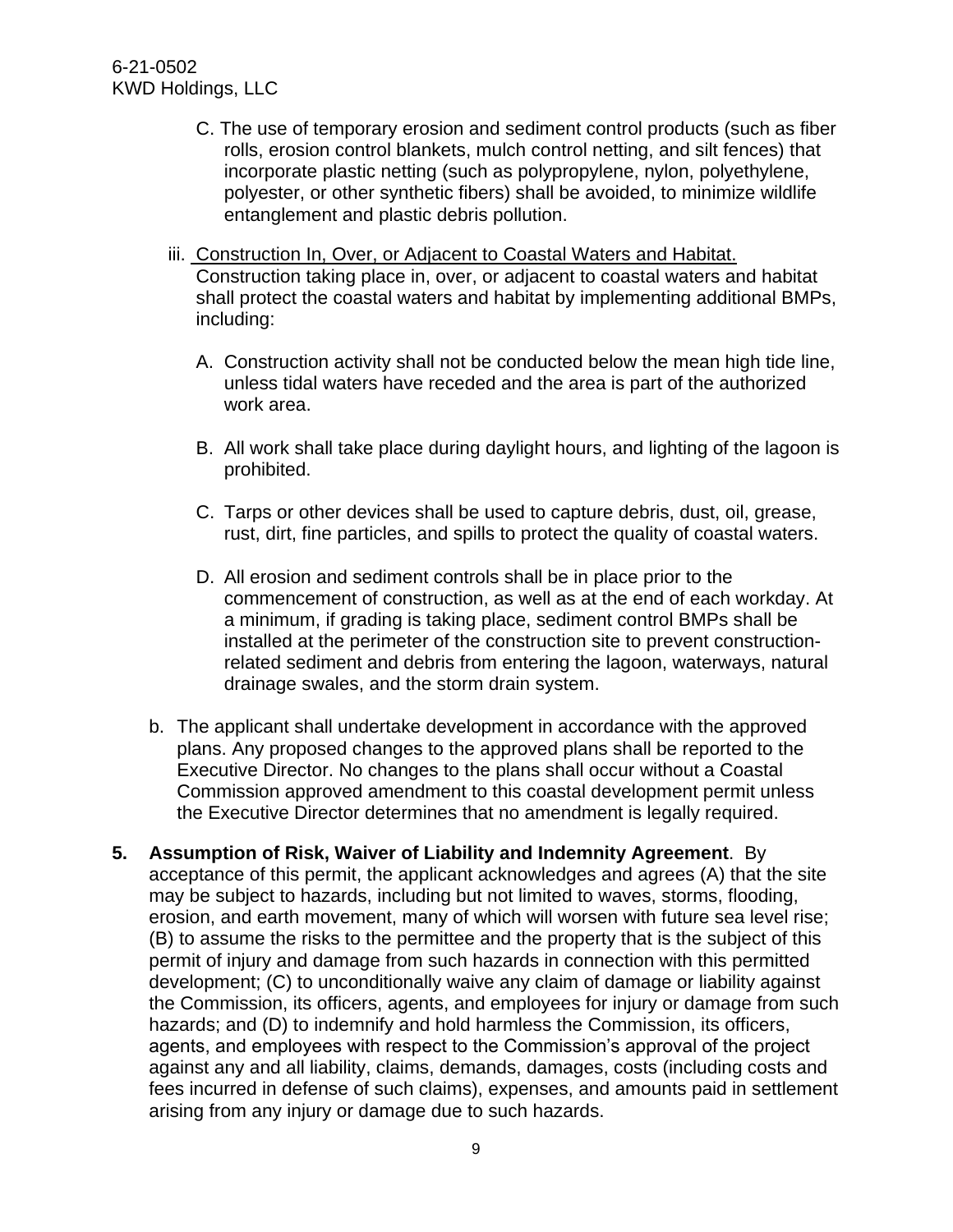C. The use of temporary erosion and sediment control products (such as fiber rolls, erosion control blankets, mulch control netting, and silt fences) that incorporate plastic netting (such as polypropylene, nylon, polyethylene, polyester, or other synthetic fibers) shall be avoided, to minimize wildlife entanglement and plastic debris pollution.

iii. Construction In, Over, or Adjacent to Coastal Waters and Habitat. Construction taking place in, over, or adjacent to coastal waters and habitat shall protect the coastal waters and habitat by implementing additional BMPs, including:

A. Construction activity shall not be conducted below the mean high tide line, unless tidal waters have receded and the area is part of the authorized work area.

B. All work shall take place during daylight hours, and lighting of the lagoon is prohibited.

C. Tarps or other devices shall be used to capture debris, dust, oil, grease, rust, dirt, fine particles, and spills to protect the quality of coastal waters.

D. All erosion and sediment controls shall be in place prior to the commencement of construction, as well as at the end of each workday. At a minimum, if grading is taking place, sediment control BMPs shall be installed at the perimeter of the construction site to prevent construction-related sediment and debris from entering the lagoon, waterways, natural drainage swales, and the storm drain system.

b. The applicant shall undertake development in accordance with the approved plans. Any proposed changes to the approved plans shall be reported to the Executive Director. No changes to the plans shall occur without a Coastal Commission approved amendment to this coastal development permit unless the Executive Director determines that no amendment is legally required.

**5. Assumption of Risk, Waiver of Liability and Indemnity Agreement**. By acceptance of this permit, the applicant acknowledges and agrees (A) that the site may be subject to hazards, including but not limited to waves, storms, flooding, erosion, and earth movement, many of which will worsen with future sea level rise; (B) to assume the risks to the permittee and the property that is the subject of this permit of injury and damage from such hazards in connection with this permitted development; (C) to unconditionally waive any claim of damage or liability against the Commission, its officers, agents, and employees for injury or damage from such hazards; and (D) to indemnify and hold harmless the Commission, its officers, agents, and employees with respect to the Commission's approval of the project against any and all liability, claims, demands, damages, costs (including costs and fees incurred in defense of such claims), expenses, and amounts paid in settlement arising from any injury or damage due to such hazards.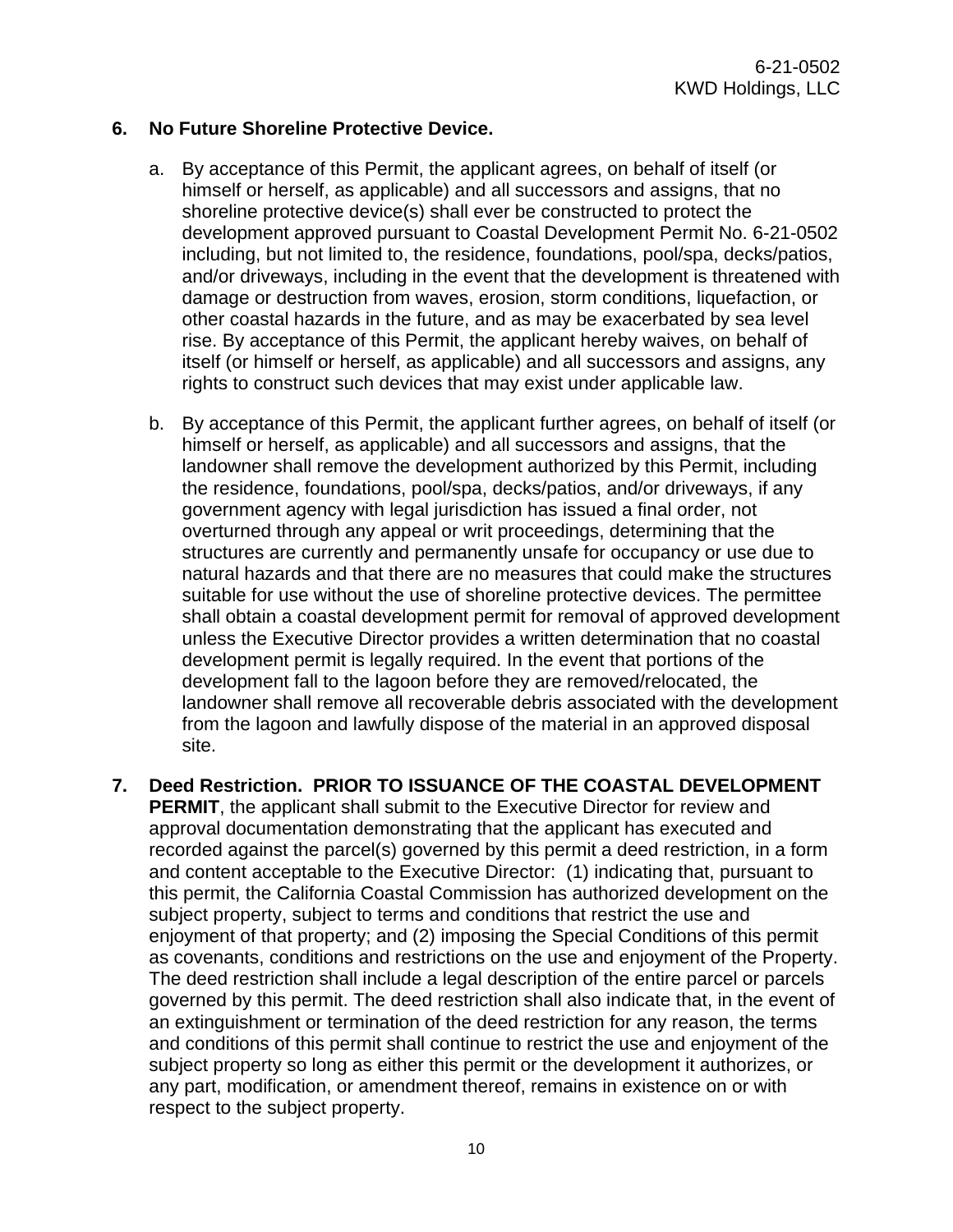6. **No Future Shoreline Protective Device.**

   a. By acceptance of this Permit, the applicant agrees, on behalf of itself (or himself or herself, as applicable) and all successors and assigns, that no shoreline protective device(s) shall ever be constructed to protect the development approved pursuant to Coastal Development Permit No. 6-21-0502 including, but not limited to, the residence, foundations, pool/spa, decks/patios, and/or driveways, including in the event that the development is threatened with damage or destruction from waves, erosion, storm conditions, liquefaction, or other coastal hazards in the future, and as may be exacerbated by sea level rise. By acceptance of this Permit, the applicant hereby waives, on behalf of itself (or himself or herself, as applicable) and all successors and assigns, any rights to construct such devices that may exist under applicable law.

   b. By acceptance of this Permit, the applicant further agrees, on behalf of itself (or himself or herself, as applicable) and all successors and assigns, that the landowner shall remove the development authorized by this Permit, including the residence, foundations, pool/spa, decks/patios, and/or driveways, if any government agency with legal jurisdiction has issued a final order, not overturned through any appeal or writ proceedings, determining that the structures are currently and permanently unsafe for occupancy or use due to natural hazards and that there are no measures that could make the structures suitable for use without the use of shoreline protective devices. The permittee shall obtain a coastal development permit for removal of approved development unless the Executive Director provides a written determination that no coastal development permit is legally required. In the event that portions of the development fall to the lagoon before they are removed/relocated, the landowner shall remove all recoverable debris associated with the development from the lagoon and lawfully dispose of the material in an approved disposal site.

7. **Deed Restriction. PRIOR TO ISSUANCE OF THE COASTAL DEVELOPMENT PERMIT**, the applicant shall submit to the Executive Director for review and approval documentation demonstrating that the applicant has executed and recorded against the parcel(s) governed by this permit a deed restriction, in a form and content acceptable to the Executive Director: (1) indicating that, pursuant to this permit, the California Coastal Commission has authorized development on the subject property, subject to terms and conditions that restrict the use and enjoyment of that property; and (2) imposing the Special Conditions of this permit as covenants, conditions and restrictions on the use and enjoyment of the Property. The deed restriction shall include a legal description of the entire parcel or parcels governed by this permit. The deed restriction shall also indicate that, in the event of an extinguishment or termination of the deed restriction for any reason, the terms and conditions of this permit shall continue to restrict the use and enjoyment of the subject property so long as either this permit or the development it authorizes, or any part, modification, or amendment thereof, remains in existence on or with respect to the subject property.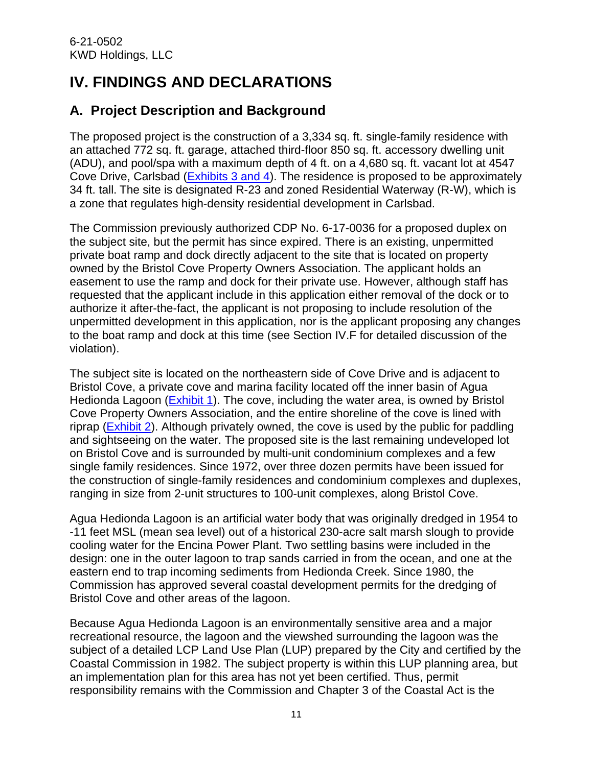# IV. FINDINGS AND DECLARATIONS

## A. Project Description and Background

The proposed project is the construction of a 3,334 sq. ft. single-family residence with an attached 772 sq. ft. garage, attached third-floor 850 sq. ft. accessory dwelling unit (ADU), and pool/spa with a maximum depth of 4 ft. on a 4,680 sq. ft. vacant lot at 4547 Cove Drive, Carlsbad (Exhibits 3 and 4). The residence is proposed to be approximately 34 ft. tall. The site is designated R-23 and zoned Residential Waterway (R-W), which is a zone that regulates high-density residential development in Carlsbad.

The Commission previously authorized CDP No. 6-17-0036 for a proposed duplex on the subject site, but the permit has since expired. There is an existing, unpermitted private boat ramp and dock directly adjacent to the site that is located on property owned by the Bristol Cove Property Owners Association. The applicant holds an easement to use the ramp and dock for their private use. However, although staff has requested that the applicant include in this application either removal of the dock or to authorize it after-the-fact, the applicant is not proposing to include resolution of the unpermitted development in this application, nor is the applicant proposing any changes to the boat ramp and dock at this time (see Section IV.F for detailed discussion of the violation).

The subject site is located on the northeastern side of Cove Drive and is adjacent to Bristol Cove, a private cove and marina facility located off the inner basin of Agua Hedionda Lagoon (Exhibit 1). The cove, including the water area, is owned by Bristol Cove Property Owners Association, and the entire shoreline of the cove is lined with riprap (Exhibit 2). Although privately owned, the cove is used by the public for paddling and sightseeing on the water. The proposed site is the last remaining undeveloped lot on Bristol Cove and is surrounded by multi-unit condominium complexes and a few single family residences. Since 1972, over three dozen permits have been issued for the construction of single-family residences and condominium complexes and duplexes, ranging in size from 2-unit structures to 100-unit complexes, along Bristol Cove.

Agua Hedionda Lagoon is an artificial water body that was originally dredged in 1954 to -11 feet MSL (mean sea level) out of a historical 230-acre salt marsh slough to provide cooling water for the Encina Power Plant. Two settling basins were included in the design: one in the outer lagoon to trap sands carried in from the ocean, and one at the eastern end to trap incoming sediments from Hedionda Creek. Since 1980, the Commission has approved several coastal development permits for the dredging of Bristol Cove and other areas of the lagoon.

Because Agua Hedionda Lagoon is an environmentally sensitive area and a major recreational resource, the lagoon and the viewshed surrounding the lagoon was the subject of a detailed LCP Land Use Plan (LUP) prepared by the City and certified by the Coastal Commission in 1982. The subject property is within this LUP planning area, but an implementation plan for this area has not yet been certified. Thus, permit responsibility remains with the Commission and Chapter 3 of the Coastal Act is the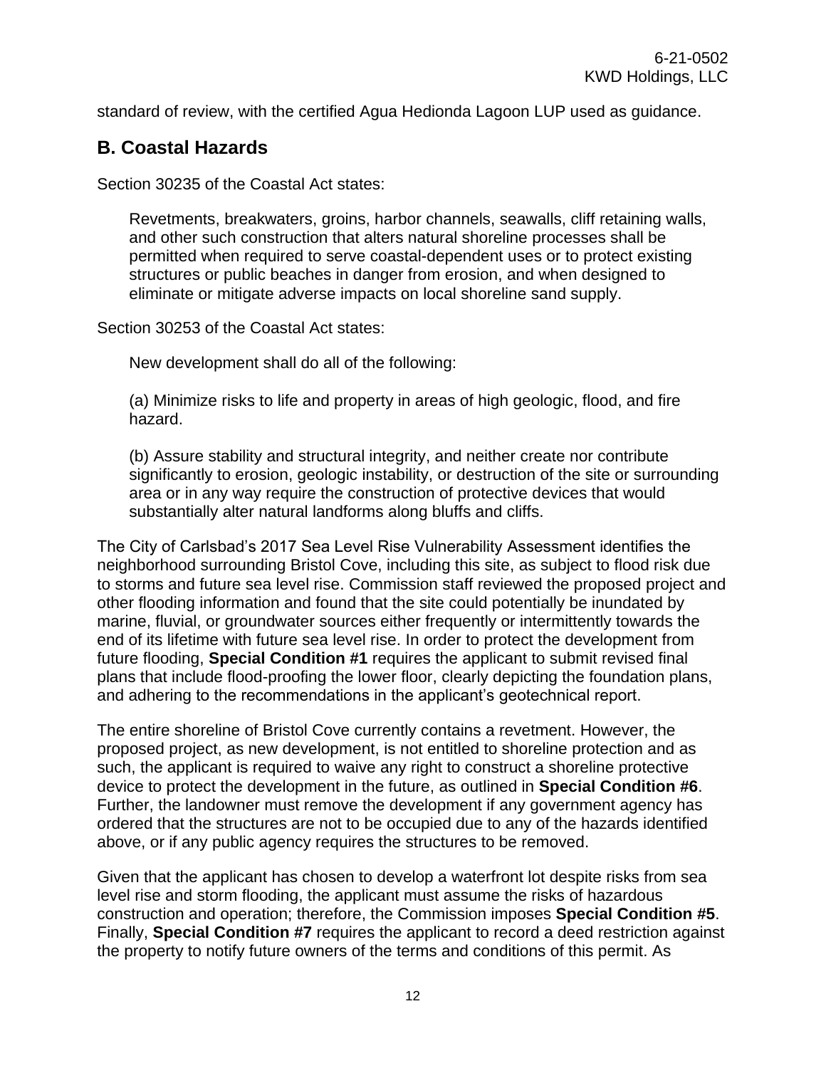standard of review, with the certified Agua Hedionda Lagoon LUP used as guidance.

## B. Coastal Hazards

Section 30235 of the Coastal Act states:

> Revetments, breakwaters, groins, harbor channels, seawalls, cliff retaining walls, and other such construction that alters natural shoreline processes shall be permitted when required to serve coastal-dependent uses or to protect existing structures or public beaches in danger from erosion, and when designed to eliminate or mitigate adverse impacts on local shoreline sand supply.

Section 30253 of the Coastal Act states:

> New development shall do all of the following:
>
> (a) Minimize risks to life and property in areas of high geologic, flood, and fire hazard.
>
> (b) Assure stability and structural integrity, and neither create nor contribute significantly to erosion, geologic instability, or destruction of the site or surrounding area or in any way require the construction of protective devices that would substantially alter natural landforms along bluffs and cliffs.

The City of Carlsbad's 2017 Sea Level Rise Vulnerability Assessment identifies the neighborhood surrounding Bristol Cove, including this site, as subject to flood risk due to storms and future sea level rise. Commission staff reviewed the proposed project and other flooding information and found that the site could potentially be inundated by marine, fluvial, or groundwater sources either frequently or intermittently towards the end of its lifetime with future sea level rise. In order to protect the development from future flooding, **Special Condition #1** requires the applicant to submit revised final plans that include flood-proofing the lower floor, clearly depicting the foundation plans, and adhering to the recommendations in the applicant's geotechnical report.

The entire shoreline of Bristol Cove currently contains a revetment. However, the proposed project, as new development, is not entitled to shoreline protection and as such, the applicant is required to waive any right to construct a shoreline protective device to protect the development in the future, as outlined in **Special Condition #6**. Further, the landowner must remove the development if any government agency has ordered that the structures are not to be occupied due to any of the hazards identified above, or if any public agency requires the structures to be removed.

Given that the applicant has chosen to develop a waterfront lot despite risks from sea level rise and storm flooding, the applicant must assume the risks of hazardous construction and operation; therefore, the Commission imposes **Special Condition #5**. Finally, **Special Condition #7** requires the applicant to record a deed restriction against the property to notify future owners of the terms and conditions of this permit. As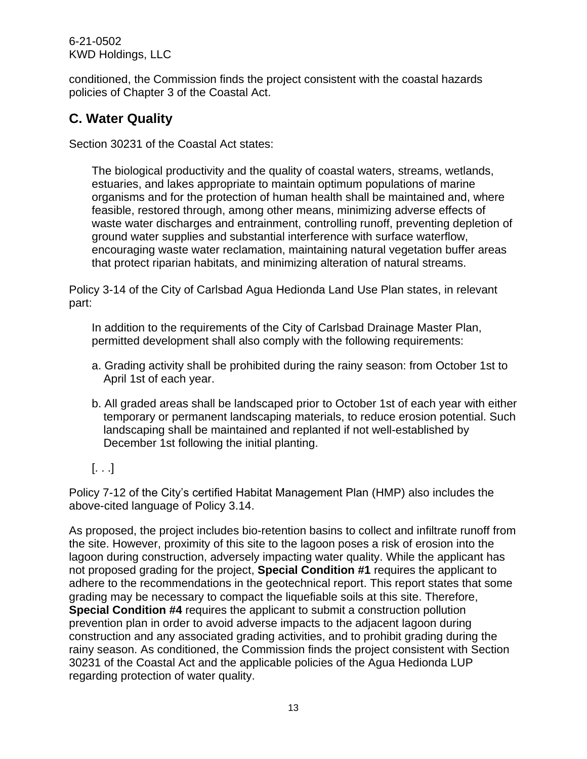conditioned, the Commission finds the project consistent with the coastal hazards policies of Chapter 3 of the Coastal Act.

## C. Water Quality

Section 30231 of the Coastal Act states:

> The biological productivity and the quality of coastal waters, streams, wetlands, estuaries, and lakes appropriate to maintain optimum populations of marine organisms and for the protection of human health shall be maintained and, where feasible, restored through, among other means, minimizing adverse effects of waste water discharges and entrainment, controlling runoff, preventing depletion of ground water supplies and substantial interference with surface waterflow, encouraging waste water reclamation, maintaining natural vegetation buffer areas that protect riparian habitats, and minimizing alteration of natural streams.

Policy 3-14 of the City of Carlsbad Agua Hedionda Land Use Plan states, in relevant part:

> In addition to the requirements of the City of Carlsbad Drainage Master Plan, permitted development shall also comply with the following requirements:
>
> a. Grading activity shall be prohibited during the rainy season: from October 1st to April 1st of each year.
>
> b. All graded areas shall be landscaped prior to October 1st of each year with either temporary or permanent landscaping materials, to reduce erosion potential. Such landscaping shall be maintained and replanted if not well-established by December 1st following the initial planting.
>
> [. . .]

Policy 7-12 of the City's certified Habitat Management Plan (HMP) also includes the above-cited language of Policy 3.14.

As proposed, the project includes bio-retention basins to collect and infiltrate runoff from the site. However, proximity of this site to the lagoon poses a risk of erosion into the lagoon during construction, adversely impacting water quality. While the applicant has not proposed grading for the project, **Special Condition #1** requires the applicant to adhere to the recommendations in the geotechnical report. This report states that some grading may be necessary to compact the liquefiable soils at this site. Therefore, **Special Condition #4** requires the applicant to submit a construction pollution prevention plan in order to avoid adverse impacts to the adjacent lagoon during construction and any associated grading activities, and to prohibit grading during the rainy season. As conditioned, the Commission finds the project consistent with Section 30231 of the Coastal Act and the applicable policies of the Agua Hedionda LUP regarding protection of water quality.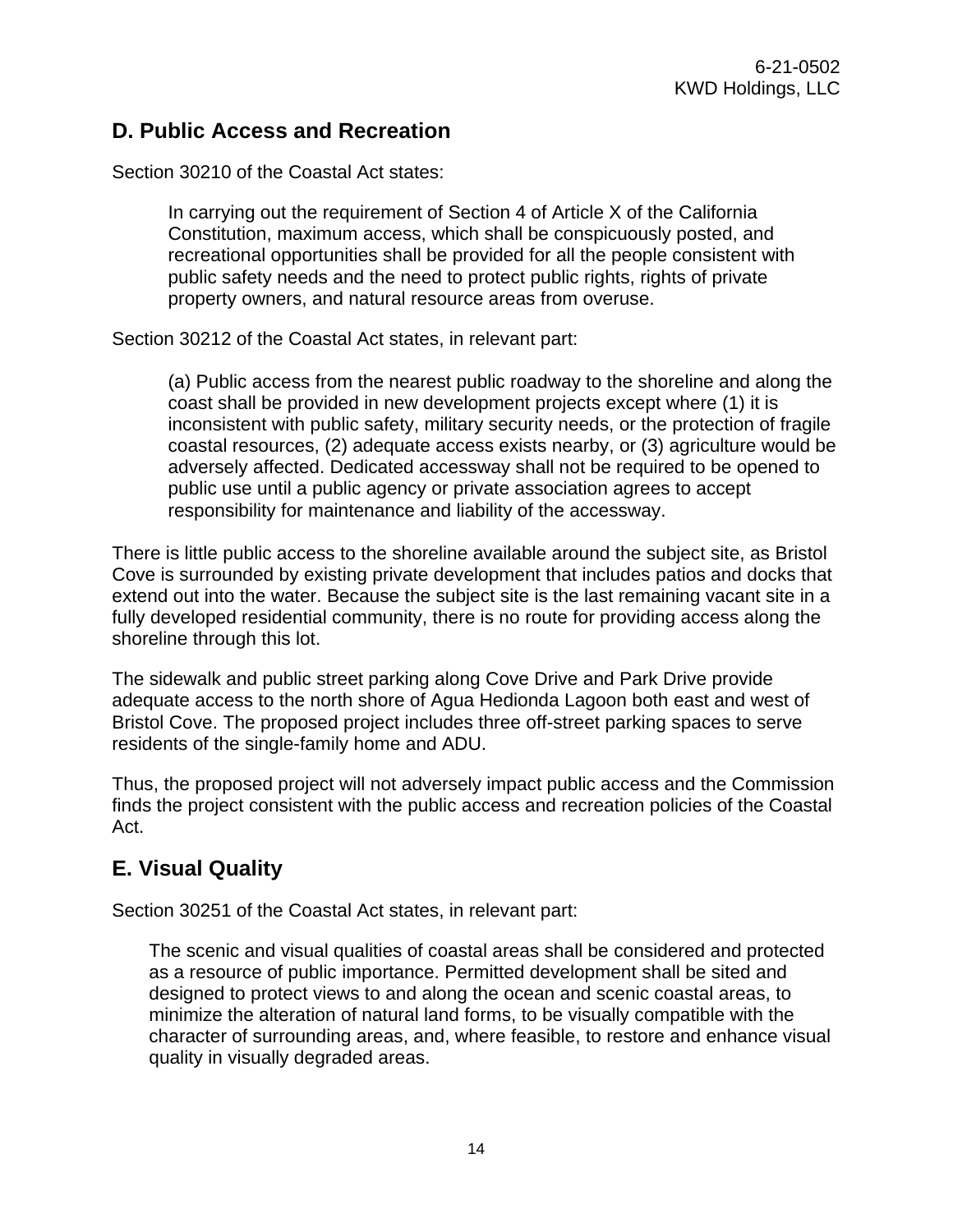## D. Public Access and Recreation

Section 30210 of the Coastal Act states:

> In carrying out the requirement of Section 4 of Article X of the California Constitution, maximum access, which shall be conspicuously posted, and recreational opportunities shall be provided for all the people consistent with public safety needs and the need to protect public rights, rights of private property owners, and natural resource areas from overuse.

Section 30212 of the Coastal Act states, in relevant part:

> (a) Public access from the nearest public roadway to the shoreline and along the coast shall be provided in new development projects except where (1) it is inconsistent with public safety, military security needs, or the protection of fragile coastal resources, (2) adequate access exists nearby, or (3) agriculture would be adversely affected. Dedicated accessway shall not be required to be opened to public use until a public agency or private association agrees to accept responsibility for maintenance and liability of the accessway.

There is little public access to the shoreline available around the subject site, as Bristol Cove is surrounded by existing private development that includes patios and docks that extend out into the water. Because the subject site is the last remaining vacant site in a fully developed residential community, there is no route for providing access along the shoreline through this lot.

The sidewalk and public street parking along Cove Drive and Park Drive provide adequate access to the north shore of Agua Hedionda Lagoon both east and west of Bristol Cove. The proposed project includes three off-street parking spaces to serve residents of the single-family home and ADU.

Thus, the proposed project will not adversely impact public access and the Commission finds the project consistent with the public access and recreation policies of the Coastal Act.

## E. Visual Quality

Section 30251 of the Coastal Act states, in relevant part:

> The scenic and visual qualities of coastal areas shall be considered and protected as a resource of public importance. Permitted development shall be sited and designed to protect views to and along the ocean and scenic coastal areas, to minimize the alteration of natural land forms, to be visually compatible with the character of surrounding areas, and, where feasible, to restore and enhance visual quality in visually degraded areas.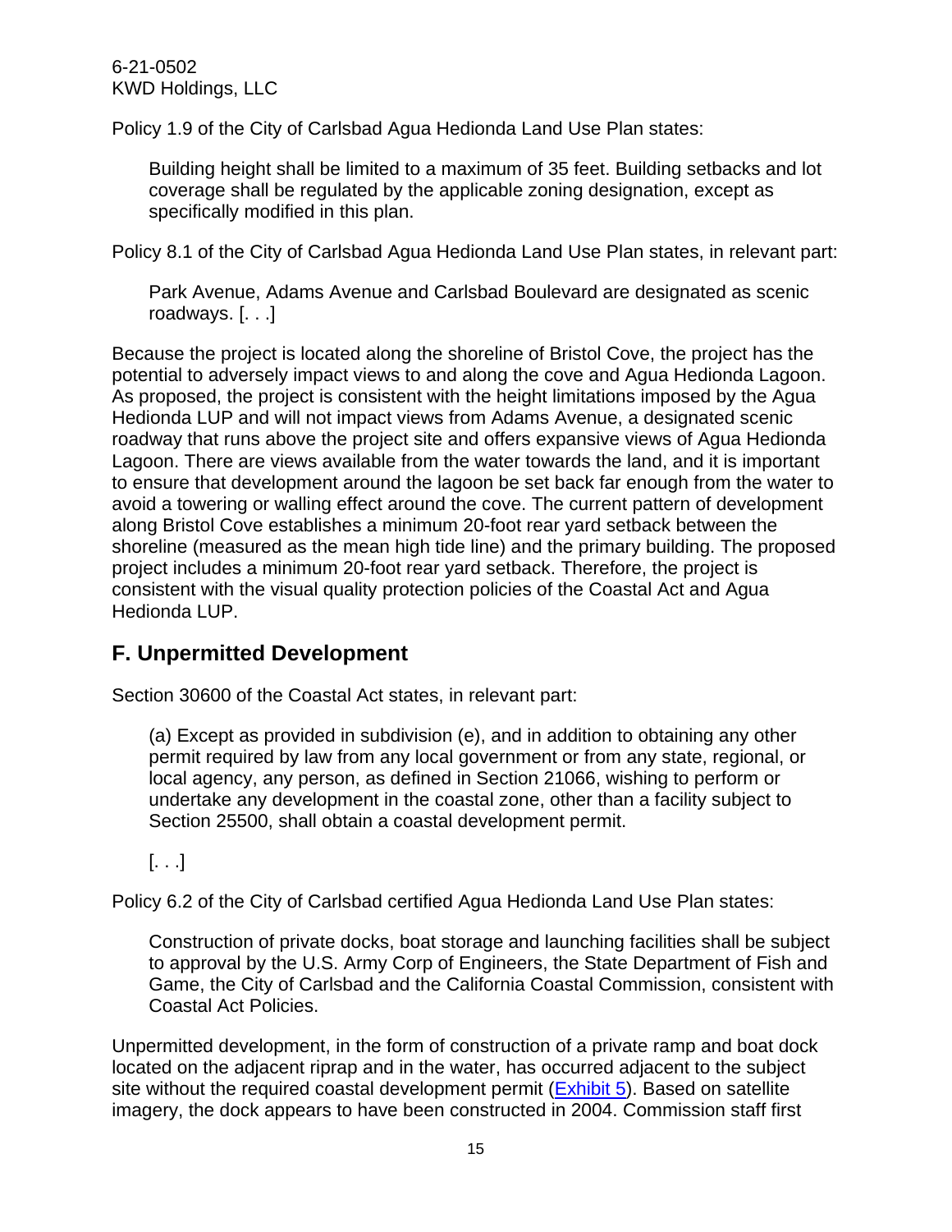Policy 1.9 of the City of Carlsbad Agua Hedionda Land Use Plan states:

> Building height shall be limited to a maximum of 35 feet. Building setbacks and lot coverage shall be regulated by the applicable zoning designation, except as specifically modified in this plan.

Policy 8.1 of the City of Carlsbad Agua Hedionda Land Use Plan states, in relevant part:

> Park Avenue, Adams Avenue and Carlsbad Boulevard are designated as scenic roadways. [. . .]

Because the project is located along the shoreline of Bristol Cove, the project has the potential to adversely impact views to and along the cove and Agua Hedionda Lagoon. As proposed, the project is consistent with the height limitations imposed by the Agua Hedionda LUP and will not impact views from Adams Avenue, a designated scenic roadway that runs above the project site and offers expansive views of Agua Hedionda Lagoon. There are views available from the water towards the land, and it is important to ensure that development around the lagoon be set back far enough from the water to avoid a towering or walling effect around the cove. The current pattern of development along Bristol Cove establishes a minimum 20-foot rear yard setback between the shoreline (measured as the mean high tide line) and the primary building. The proposed project includes a minimum 20-foot rear yard setback. Therefore, the project is consistent with the visual quality protection policies of the Coastal Act and Agua Hedionda LUP.

## F. Unpermitted Development

Section 30600 of the Coastal Act states, in relevant part:

> (a) Except as provided in subdivision (e), and in addition to obtaining any other permit required by law from any local government or from any state, regional, or local agency, any person, as defined in Section 21066, wishing to perform or undertake any development in the coastal zone, other than a facility subject to Section 25500, shall obtain a coastal development permit.
>
> [. . .]

Policy 6.2 of the City of Carlsbad certified Agua Hedionda Land Use Plan states:

> Construction of private docks, boat storage and launching facilities shall be subject to approval by the U.S. Army Corp of Engineers, the State Department of Fish and Game, the City of Carlsbad and the California Coastal Commission, consistent with Coastal Act Policies.

Unpermitted development, in the form of construction of a private ramp and boat dock located on the adjacent riprap and in the water, has occurred adjacent to the subject site without the required coastal development permit (Exhibit 5). Based on satellite imagery, the dock appears to have been constructed in 2004. Commission staff first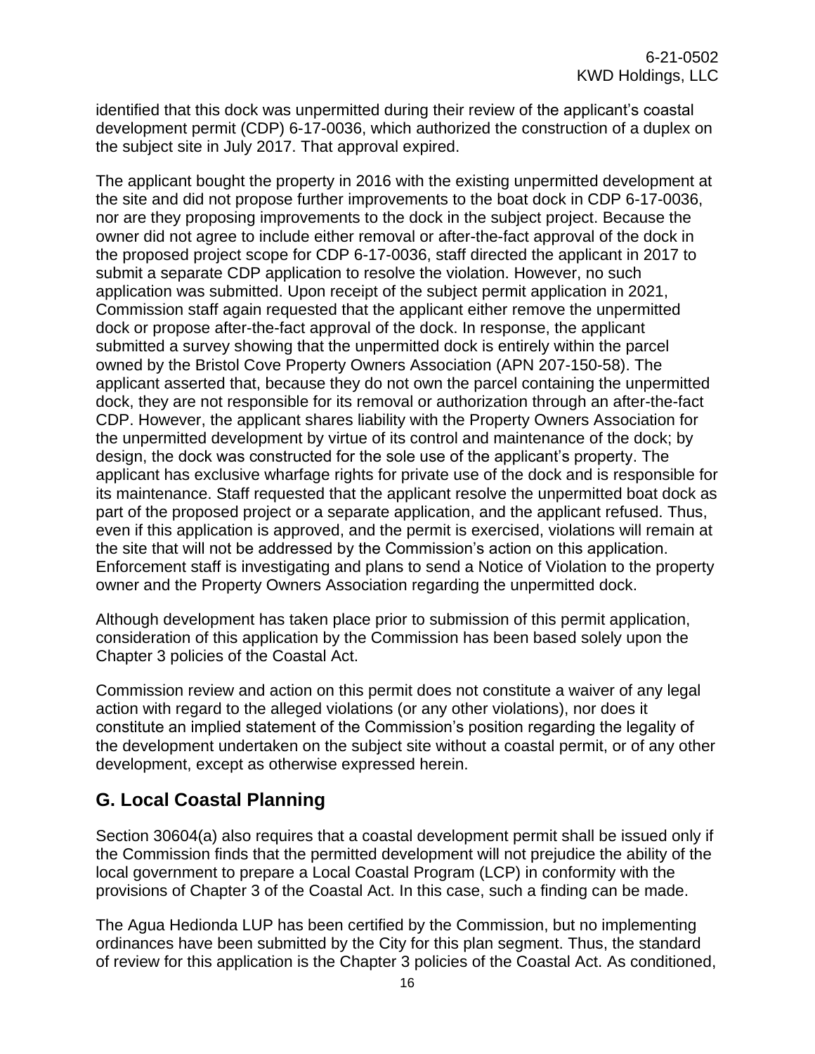identified that this dock was unpermitted during their review of the applicant's coastal development permit (CDP) 6-17-0036, which authorized the construction of a duplex on the subject site in July 2017. That approval expired.

The applicant bought the property in 2016 with the existing unpermitted development at the site and did not propose further improvements to the boat dock in CDP 6-17-0036, nor are they proposing improvements to the dock in the subject project. Because the owner did not agree to include either removal or after-the-fact approval of the dock in the proposed project scope for CDP 6-17-0036, staff directed the applicant in 2017 to submit a separate CDP application to resolve the violation. However, no such application was submitted. Upon receipt of the subject permit application in 2021, Commission staff again requested that the applicant either remove the unpermitted dock or propose after-the-fact approval of the dock. In response, the applicant submitted a survey showing that the unpermitted dock is entirely within the parcel owned by the Bristol Cove Property Owners Association (APN 207-150-58). The applicant asserted that, because they do not own the parcel containing the unpermitted dock, they are not responsible for its removal or authorization through an after-the-fact CDP. However, the applicant shares liability with the Property Owners Association for the unpermitted development by virtue of its control and maintenance of the dock; by design, the dock was constructed for the sole use of the applicant's property. The applicant has exclusive wharfage rights for private use of the dock and is responsible for its maintenance. Staff requested that the applicant resolve the unpermitted boat dock as part of the proposed project or a separate application, and the applicant refused. Thus, even if this application is approved, and the permit is exercised, violations will remain at the site that will not be addressed by the Commission's action on this application. Enforcement staff is investigating and plans to send a Notice of Violation to the property owner and the Property Owners Association regarding the unpermitted dock.

Although development has taken place prior to submission of this permit application, consideration of this application by the Commission has been based solely upon the Chapter 3 policies of the Coastal Act.

Commission review and action on this permit does not constitute a waiver of any legal action with regard to the alleged violations (or any other violations), nor does it constitute an implied statement of the Commission's position regarding the legality of the development undertaken on the subject site without a coastal permit, or of any other development, except as otherwise expressed herein.

## G. Local Coastal Planning

Section 30604(a) also requires that a coastal development permit shall be issued only if the Commission finds that the permitted development will not prejudice the ability of the local government to prepare a Local Coastal Program (LCP) in conformity with the provisions of Chapter 3 of the Coastal Act. In this case, such a finding can be made.

The Agua Hedionda LUP has been certified by the Commission, but no implementing ordinances have been submitted by the City for this plan segment. Thus, the standard of review for this application is the Chapter 3 policies of the Coastal Act. As conditioned,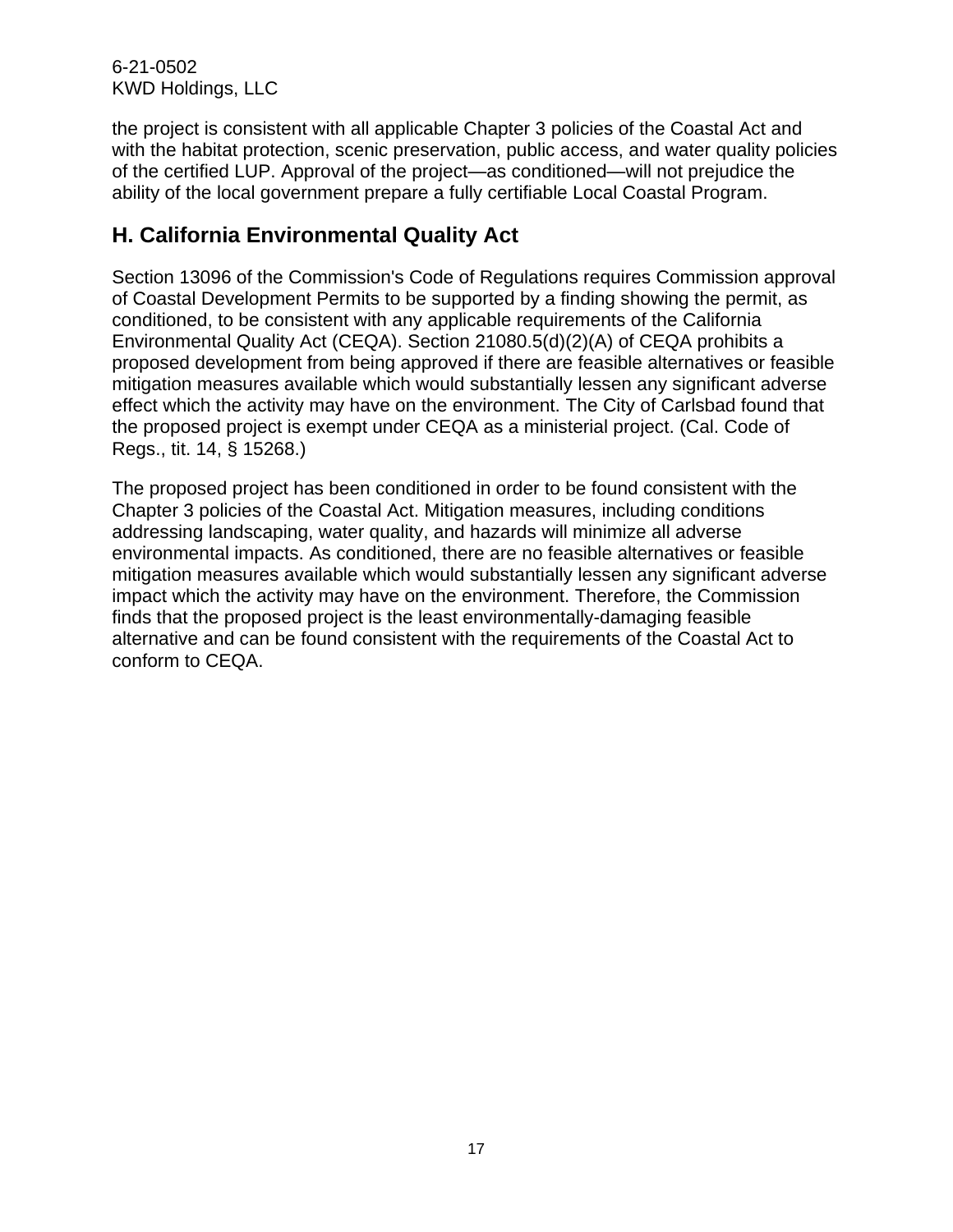the project is consistent with all applicable Chapter 3 policies of the Coastal Act and with the habitat protection, scenic preservation, public access, and water quality policies of the certified LUP. Approval of the project—as conditioned—will not prejudice the ability of the local government prepare a fully certifiable Local Coastal Program.

## H. California Environmental Quality Act

Section 13096 of the Commission's Code of Regulations requires Commission approval of Coastal Development Permits to be supported by a finding showing the permit, as conditioned, to be consistent with any applicable requirements of the California Environmental Quality Act (CEQA). Section 21080.5(d)(2)(A) of CEQA prohibits a proposed development from being approved if there are feasible alternatives or feasible mitigation measures available which would substantially lessen any significant adverse effect which the activity may have on the environment. The City of Carlsbad found that the proposed project is exempt under CEQA as a ministerial project. (Cal. Code of Regs., tit. 14, § 15268.)

The proposed project has been conditioned in order to be found consistent with the Chapter 3 policies of the Coastal Act. Mitigation measures, including conditions addressing landscaping, water quality, and hazards will minimize all adverse environmental impacts. As conditioned, there are no feasible alternatives or feasible mitigation measures available which would substantially lessen any significant adverse impact which the activity may have on the environment. Therefore, the Commission finds that the proposed project is the least environmentally-damaging feasible alternative and can be found consistent with the requirements of the Coastal Act to conform to CEQA.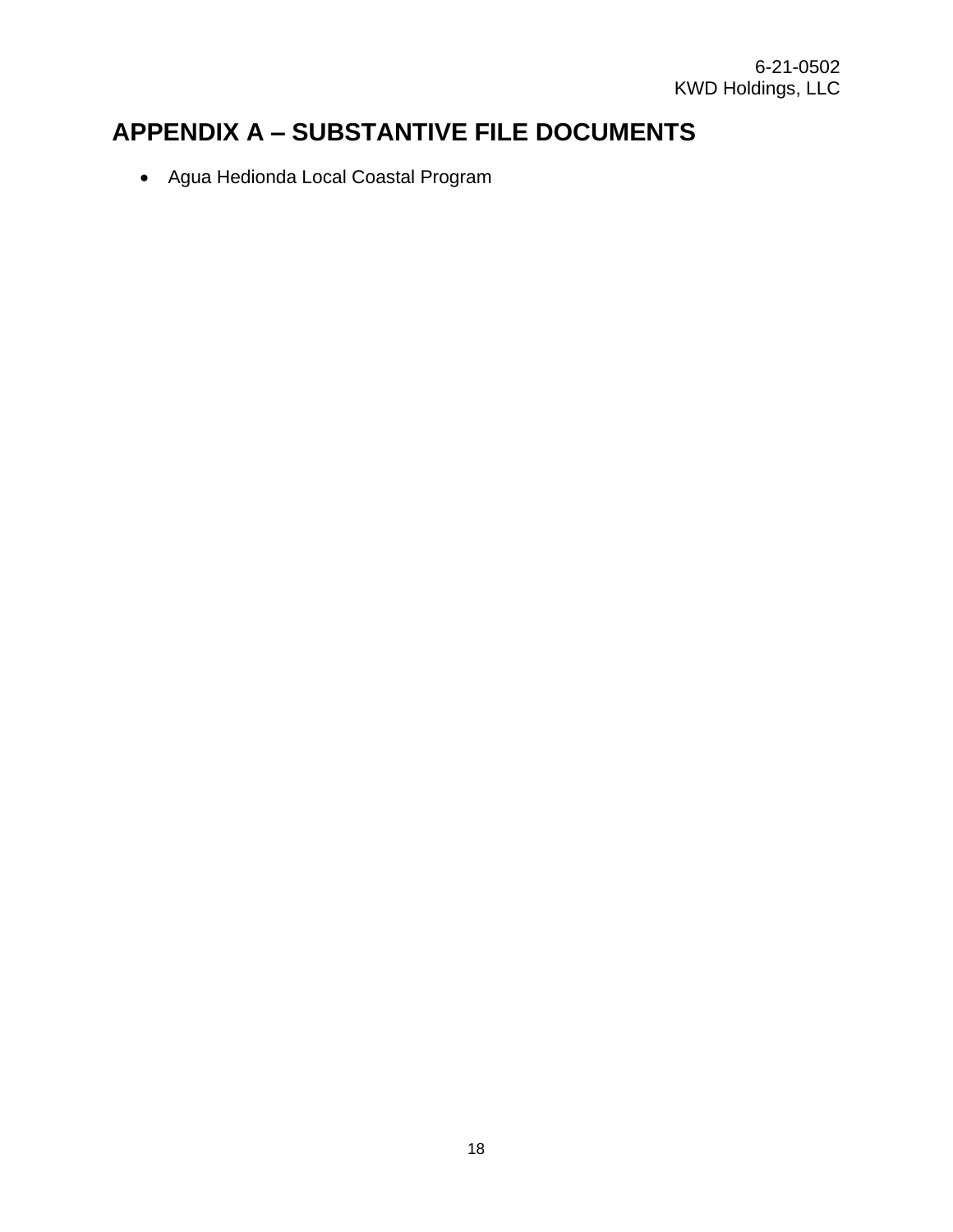# APPENDIX A – SUBSTANTIVE FILE DOCUMENTS

- Agua Hedionda Local Coastal Program